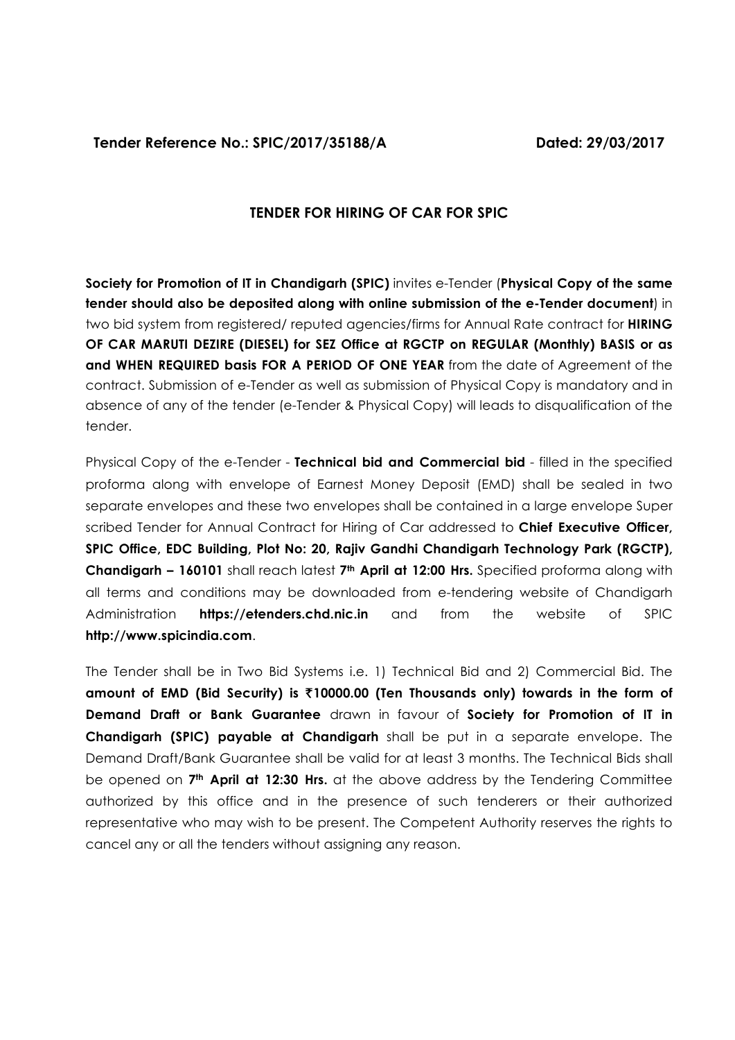**Tender Reference No.: SPIC/2017/35188/A** **Dated: 29/03/2017**

## TENDER FOR HIRING OF CAR FOR SPIC

**Society for Promotion of IT in Chandigarh (SPIC)** invites e-Tender (**Physical Copy of the same tender should also be deposited along with online submission of the e-Tender document**) in two bid system from registered/ reputed agencies/firms for Annual Rate contract for **HIRING OF CAR MARUTI DEZIRE (DIESEL) for SEZ Office at RGCTP on REGULAR (Monthly) BASIS or as and WHEN REQUIRED basis FOR A PERIOD OF ONE YEAR** from the date of Agreement of the contract. Submission of e-Tender as well as submission of Physical Copy is mandatory and in absence of any of the tender (e-Tender & Physical Copy) will leads to disqualification of the tender.

Physical Copy of the e-Tender - **Technical bid and Commercial bid** - filled in the specified proforma along with envelope of Earnest Money Deposit (EMD) shall be sealed in two separate envelopes and these two envelopes shall be contained in a large envelope Super scribed Tender for Annual Contract for Hiring of Car addressed to **Chief Executive Officer, SPIC Office, EDC Building, Plot No: 20, Rajiv Gandhi Chandigarh Technology Park (RGCTP), Chandigarh – 160101** shall reach latest **7th April at 12:00 Hrs.** Specified proforma along with all terms and conditions may be downloaded from e-tendering website of Chandigarh Administration **https://etenders.chd.nic.in** and from the website of SPIC **http://www.spicindia.com**.

The Tender shall be in Two Bid Systems i.e. 1) Technical Bid and 2) Commercial Bid. The **amount of EMD (Bid Security) is ₹10000.00 (Ten Thousands only) towards in the form of Demand Draft or Bank Guarantee** drawn in favour of **Society for Promotion of IT in Chandigarh (SPIC) payable at Chandigarh** shall be put in a separate envelope. The Demand Draft/Bank Guarantee shall be valid for at least 3 months. The Technical Bids shall be opened on **7th April at 12:30 Hrs.** at the above address by the Tendering Committee authorized by this office and in the presence of such tenderers or their authorized representative who may wish to be present. The Competent Authority reserves the rights to cancel any or all the tenders without assigning any reason.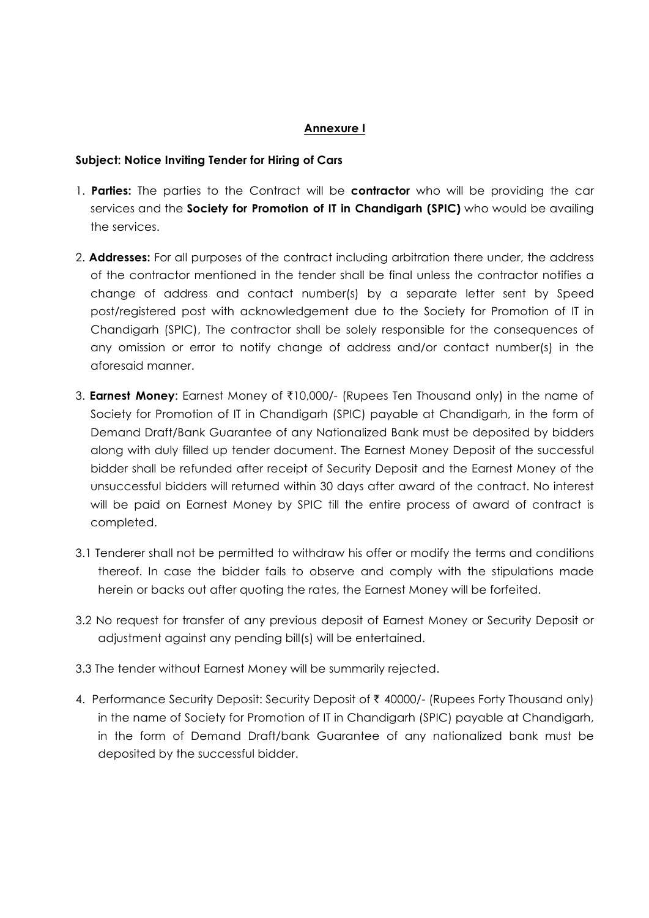## Annexure I

**Subject: Notice Inviting Tender for Hiring of Cars**

1. **Parties:** The parties to the Contract will be **contractor** who will be providing the car services and the **Society for Promotion of IT in Chandigarh (SPIC)** who would be availing the services.

2. **Addresses:** For all purposes of the contract including arbitration there under, the address of the contractor mentioned in the tender shall be final unless the contractor notifies a change of address and contact number(s) by a separate letter sent by Speed post/registered post with acknowledgement due to the Society for Promotion of IT in Chandigarh (SPIC), The contractor shall be solely responsible for the consequences of any omission or error to notify change of address and/or contact number(s) in the aforesaid manner.

3. **Earnest Money**: Earnest Money of ₹10,000/- (Rupees Ten Thousand only) in the name of Society for Promotion of IT in Chandigarh (SPIC) payable at Chandigarh, in the form of Demand Draft/Bank Guarantee of any Nationalized Bank must be deposited by bidders along with duly filled up tender document. The Earnest Money Deposit of the successful bidder shall be refunded after receipt of Security Deposit and the Earnest Money of the unsuccessful bidders will returned within 30 days after award of the contract. No interest will be paid on Earnest Money by SPIC till the entire process of award of contract is completed.

3.1 Tenderer shall not be permitted to withdraw his offer or modify the terms and conditions thereof. In case the bidder fails to observe and comply with the stipulations made herein or backs out after quoting the rates, the Earnest Money will be forfeited.

3.2 No request for transfer of any previous deposit of Earnest Money or Security Deposit or adjustment against any pending bill(s) will be entertained.

3.3 The tender without Earnest Money will be summarily rejected.

4. Performance Security Deposit: Security Deposit of ₹ 40000/- (Rupees Forty Thousand only) in the name of Society for Promotion of IT in Chandigarh (SPIC) payable at Chandigarh, in the form of Demand Draft/bank Guarantee of any nationalized bank must be deposited by the successful bidder.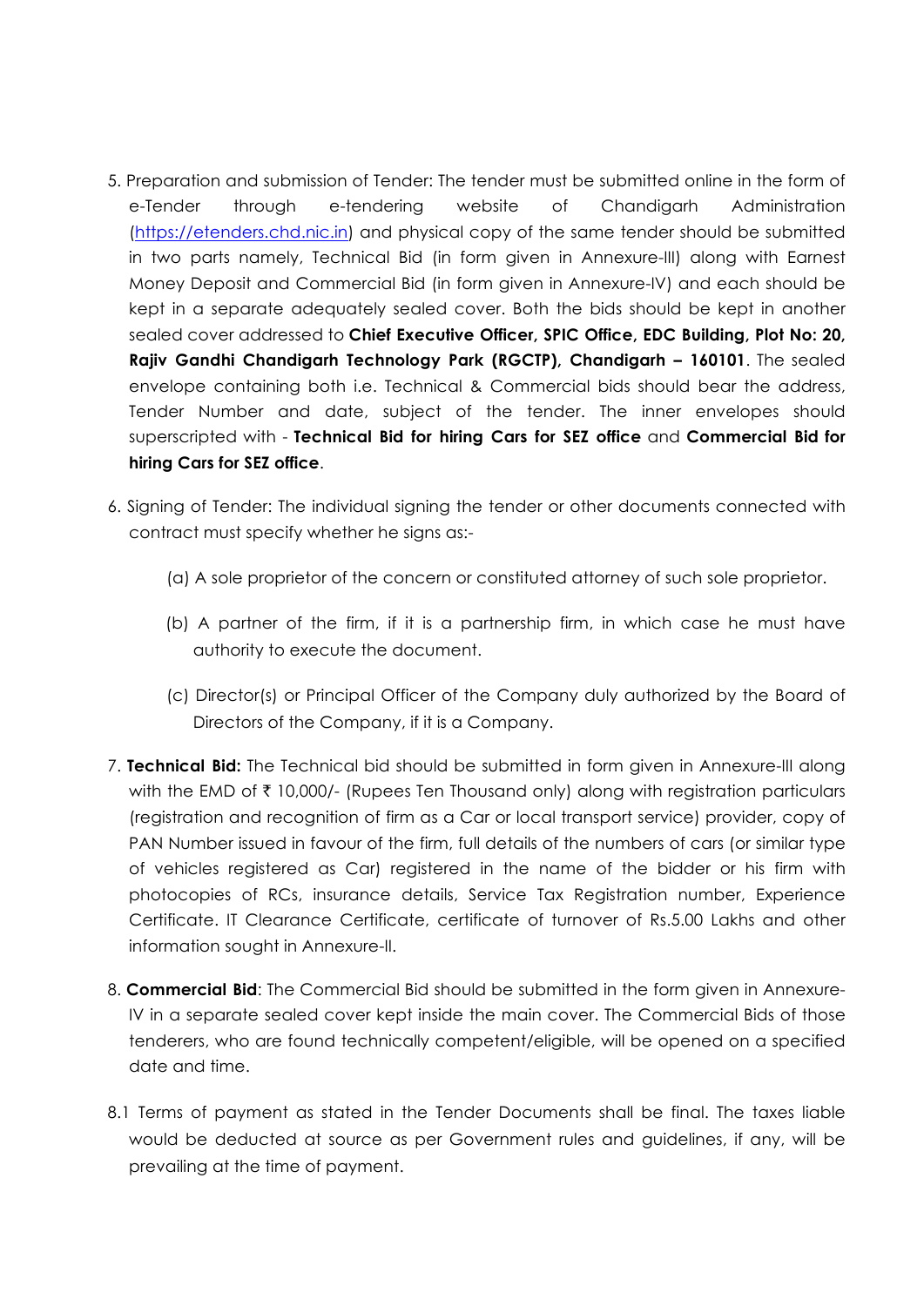5. Preparation and submission of Tender: The tender must be submitted online in the form of e-Tender through e-tendering website of Chandigarh Administration ([https://etenders.chd.nic.in](https://etenders.chd.nic.in)) and physical copy of the same tender should be submitted in two parts namely, Technical Bid (in form given in Annexure-III) along with Earnest Money Deposit and Commercial Bid (in form given in Annexure-IV) and each should be kept in a separate adequately sealed cover. Both the bids should be kept in another sealed cover addressed to **Chief Executive Officer, SPIC Office, EDC Building, Plot No: 20, Rajiv Gandhi Chandigarh Technology Park (RGCTP), Chandigarh – 160101**. The sealed envelope containing both i.e. Technical & Commercial bids should bear the address, Tender Number and date, subject of the tender. The inner envelopes should superscripted with - **Technical Bid for hiring Cars for SEZ office** and **Commercial Bid for hiring Cars for SEZ office**.

6. Signing of Tender: The individual signing the tender or other documents connected with contract must specify whether he signs as:-

   (a) A sole proprietor of the concern or constituted attorney of such sole proprietor.

   (b) A partner of the firm, if it is a partnership firm, in which case he must have authority to execute the document.

   (c) Director(s) or Principal Officer of the Company duly authorized by the Board of Directors of the Company, if it is a Company.

7. **Technical Bid:** The Technical bid should be submitted in form given in Annexure-III along with the EMD of ₹ 10,000/- (Rupees Ten Thousand only) along with registration particulars (registration and recognition of firm as a Car or local transport service) provider, copy of PAN Number issued in favour of the firm, full details of the numbers of cars (or similar type of vehicles registered as Car) registered in the name of the bidder or his firm with photocopies of RCs, insurance details, Service Tax Registration number, Experience Certificate. IT Clearance Certificate, certificate of turnover of Rs.5.00 Lakhs and other information sought in Annexure-II.

8. **Commercial Bid**: The Commercial Bid should be submitted in the form given in Annexure-IV in a separate sealed cover kept inside the main cover. The Commercial Bids of those tenderers, who are found technically competent/eligible, will be opened on a specified date and time.

8.1 Terms of payment as stated in the Tender Documents shall be final. The taxes liable would be deducted at source as per Government rules and guidelines, if any, will be prevailing at the time of payment.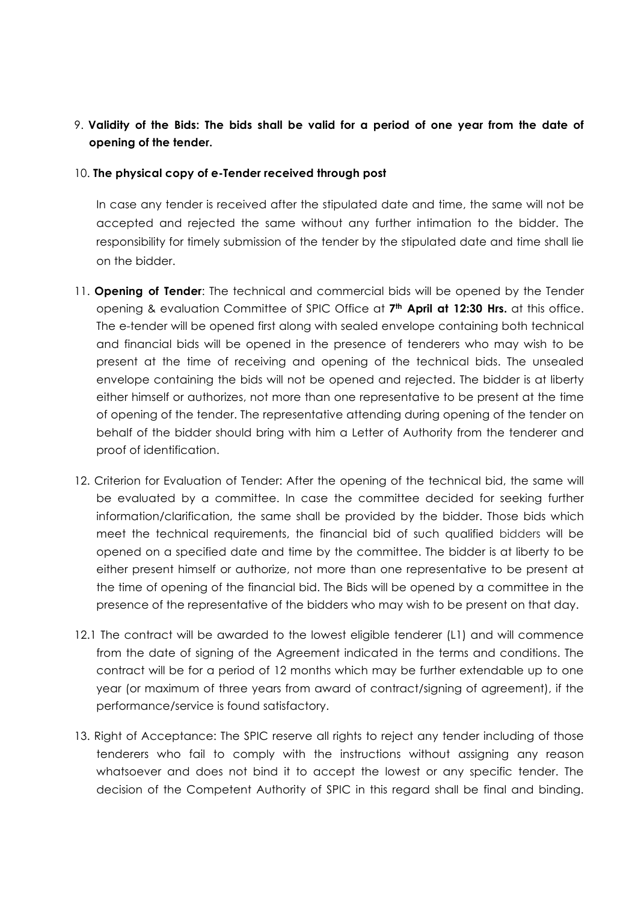9. **Validity of the Bids: The bids shall be valid for a period of one year from the date of opening of the tender.**

10. **The physical copy of e-Tender received through post**

    In case any tender is received after the stipulated date and time, the same will not be accepted and rejected the same without any further intimation to the bidder. The responsibility for timely submission of the tender by the stipulated date and time shall lie on the bidder.

11. **Opening of Tender**: The technical and commercial bids will be opened by the Tender opening & evaluation Committee of SPIC Office at **7th April at 12:30 Hrs.** at this office. The e-tender will be opened first along with sealed envelope containing both technical and financial bids will be opened in the presence of tenderers who may wish to be present at the time of receiving and opening of the technical bids. The unsealed envelope containing the bids will not be opened and rejected. The bidder is at liberty either himself or authorizes, not more than one representative to be present at the time of opening of the tender. The representative attending during opening of the tender on behalf of the bidder should bring with him a Letter of Authority from the tenderer and proof of identification.

12. Criterion for Evaluation of Tender: After the opening of the technical bid, the same will be evaluated by a committee. In case the committee decided for seeking further information/clarification, the same shall be provided by the bidder. Those bids which meet the technical requirements, the financial bid of such qualified bidders will be opened on a specified date and time by the committee. The bidder is at liberty to be either present himself or authorize, not more than one representative to be present at the time of opening of the financial bid. The Bids will be opened by a committee in the presence of the representative of the bidders who may wish to be present on that day.

12.1 The contract will be awarded to the lowest eligible tenderer (L1) and will commence from the date of signing of the Agreement indicated in the terms and conditions. The contract will be for a period of 12 months which may be further extendable up to one year (or maximum of three years from award of contract/signing of agreement), if the performance/service is found satisfactory.

13. Right of Acceptance: The SPIC reserve all rights to reject any tender including of those tenderers who fail to comply with the instructions without assigning any reason whatsoever and does not bind it to accept the lowest or any specific tender. The decision of the Competent Authority of SPIC in this regard shall be final and binding.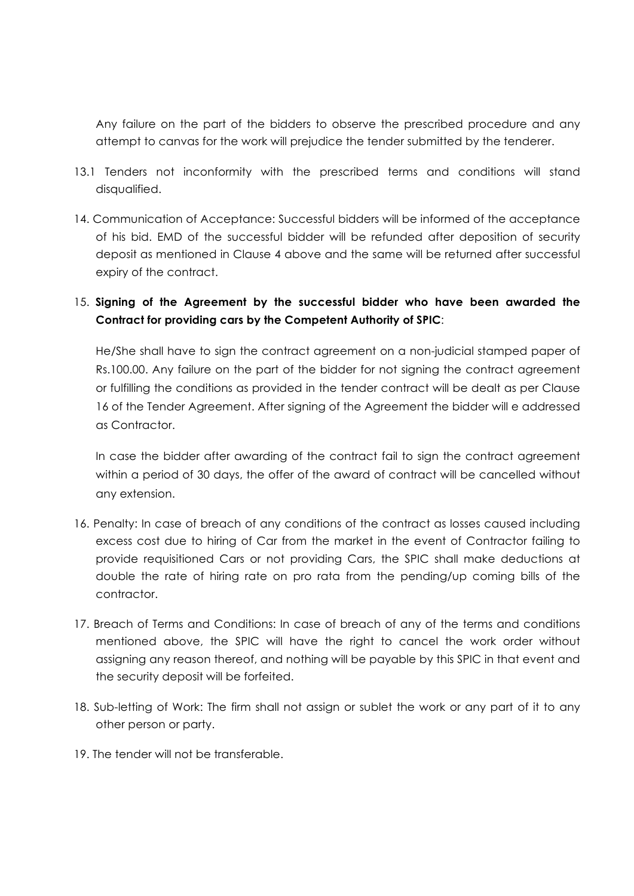Any failure on the part of the bidders to observe the prescribed procedure and any attempt to canvas for the work will prejudice the tender submitted by the tenderer.

13.1 Tenders not inconformity with the prescribed terms and conditions will stand disqualified.

14. Communication of Acceptance: Successful bidders will be informed of the acceptance of his bid. EMD of the successful bidder will be refunded after deposition of security deposit as mentioned in Clause 4 above and the same will be returned after successful expiry of the contract.

15. **Signing of the Agreement by the successful bidder who have been awarded the Contract for providing cars by the Competent Authority of SPIC**:

    He/She shall have to sign the contract agreement on a non-judicial stamped paper of Rs.100.00. Any failure on the part of the bidder for not signing the contract agreement or fulfilling the conditions as provided in the tender contract will be dealt as per Clause 16 of the Tender Agreement. After signing of the Agreement the bidder will e addressed as Contractor.

    In case the bidder after awarding of the contract fail to sign the contract agreement within a period of 30 days, the offer of the award of contract will be cancelled without any extension.

16. Penalty: In case of breach of any conditions of the contract as losses caused including excess cost due to hiring of Car from the market in the event of Contractor failing to provide requisitioned Cars or not providing Cars, the SPIC shall make deductions at double the rate of hiring rate on pro rata from the pending/up coming bills of the contractor.

17. Breach of Terms and Conditions: In case of breach of any of the terms and conditions mentioned above, the SPIC will have the right to cancel the work order without assigning any reason thereof, and nothing will be payable by this SPIC in that event and the security deposit will be forfeited.

18. Sub-letting of Work: The firm shall not assign or sublet the work or any part of it to any other person or party.

19. The tender will not be transferable.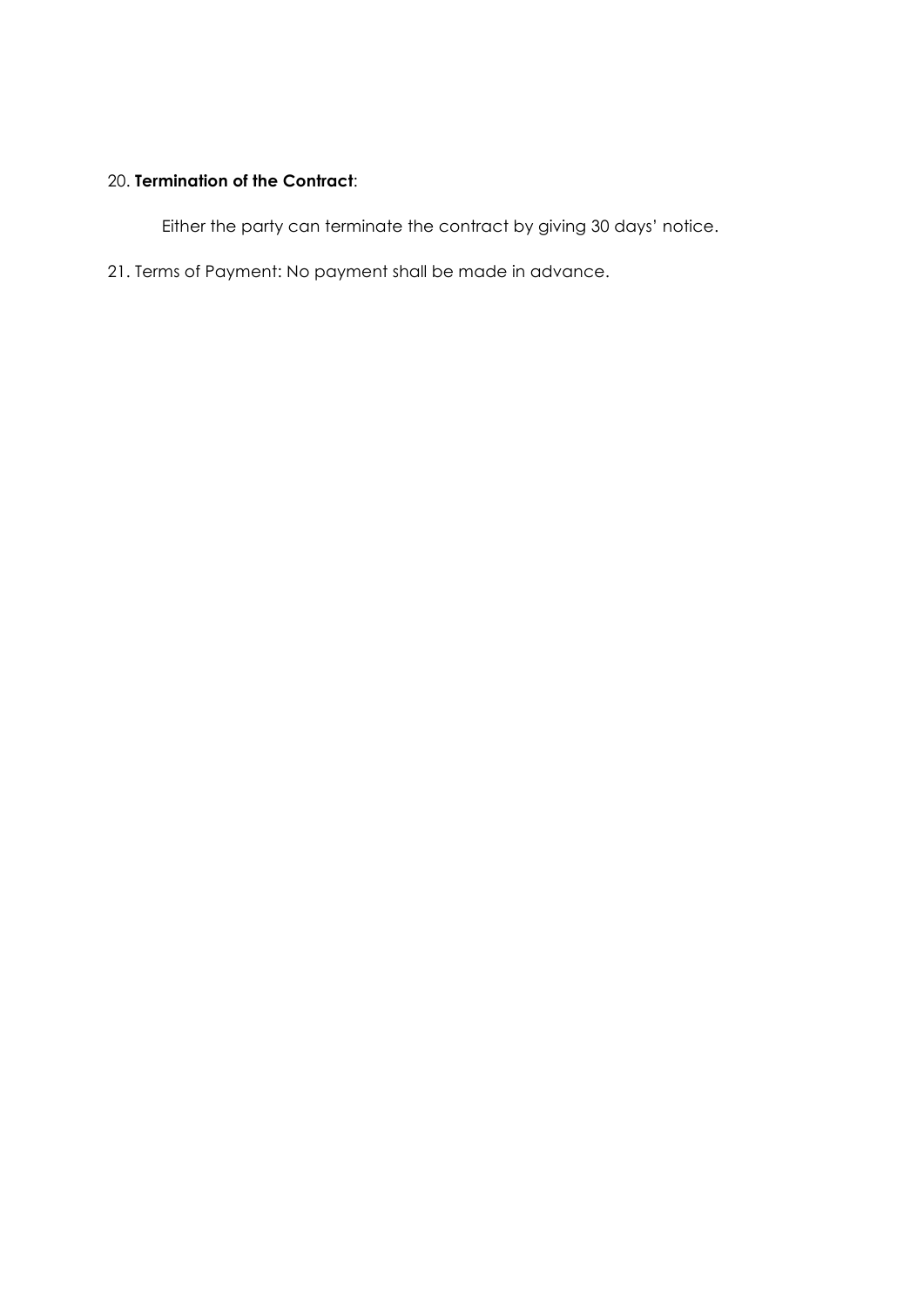20. **Termination of the Contract**:

Either the party can terminate the contract by giving 30 days' notice.

21. Terms of Payment: No payment shall be made in advance.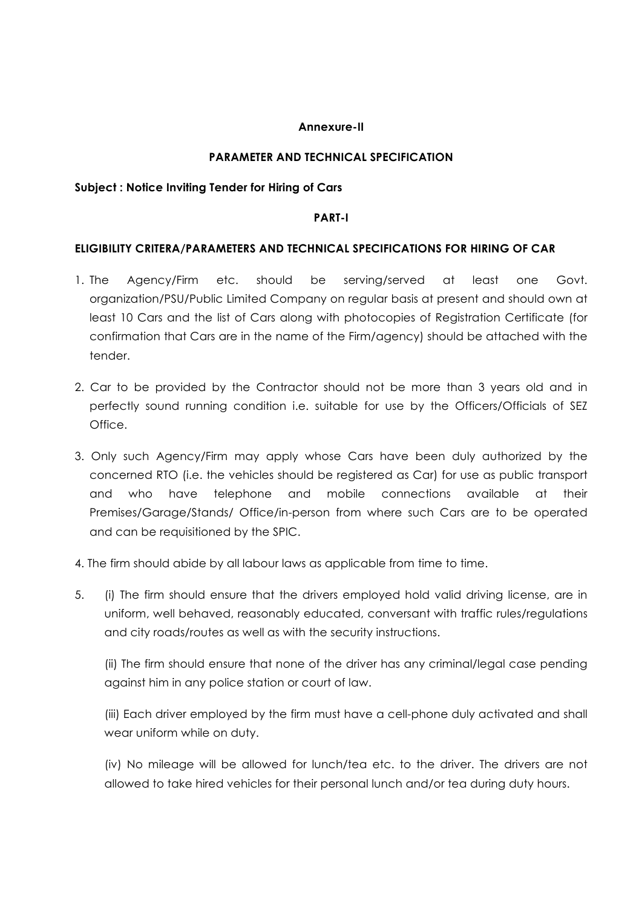**Annexure-II**

**PARAMETER AND TECHNICAL SPECIFICATION**

**Subject : Notice Inviting Tender for Hiring of Cars**

**PART-I**

**ELIGIBILITY CRITERA/PARAMETERS AND TECHNICAL SPECIFICATIONS FOR HIRING OF CAR**

1. The Agency/Firm etc. should be serving/served at least one Govt. organization/PSU/Public Limited Company on regular basis at present and should own at least 10 Cars and the list of Cars along with photocopies of Registration Certificate (for confirmation that Cars are in the name of the Firm/agency) should be attached with the tender.

2. Car to be provided by the Contractor should not be more than 3 years old and in perfectly sound running condition i.e. suitable for use by the Officers/Officials of SEZ Office.

3. Only such Agency/Firm may apply whose Cars have been duly authorized by the concerned RTO (i.e. the vehicles should be registered as Car) for use as public transport and who have telephone and mobile connections available at their Premises/Garage/Stands/ Office/in-person from where such Cars are to be operated and can be requisitioned by the SPIC.

4. The firm should abide by all labour laws as applicable from time to time.

5. (i) The firm should ensure that the drivers employed hold valid driving license, are in uniform, well behaved, reasonably educated, conversant with traffic rules/regulations and city roads/routes as well as with the security instructions.

   (ii) The firm should ensure that none of the driver has any criminal/legal case pending against him in any police station or court of law.

   (iii) Each driver employed by the firm must have a cell-phone duly activated and shall wear uniform while on duty.

   (iv) No mileage will be allowed for lunch/tea etc. to the driver. The drivers are not allowed to take hired vehicles for their personal lunch and/or tea during duty hours.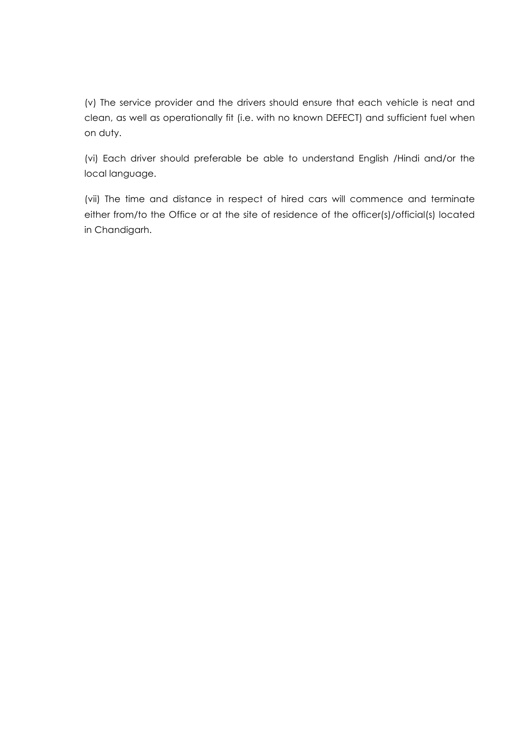(v) The service provider and the drivers should ensure that each vehicle is neat and clean, as well as operationally fit (i.e. with no known DEFECT) and sufficient fuel when on duty.

(vi) Each driver should preferable be able to understand English /Hindi and/or the local language.

(vii) The time and distance in respect of hired cars will commence and terminate either from/to the Office or at the site of residence of the officer(s)/official(s) located in Chandigarh.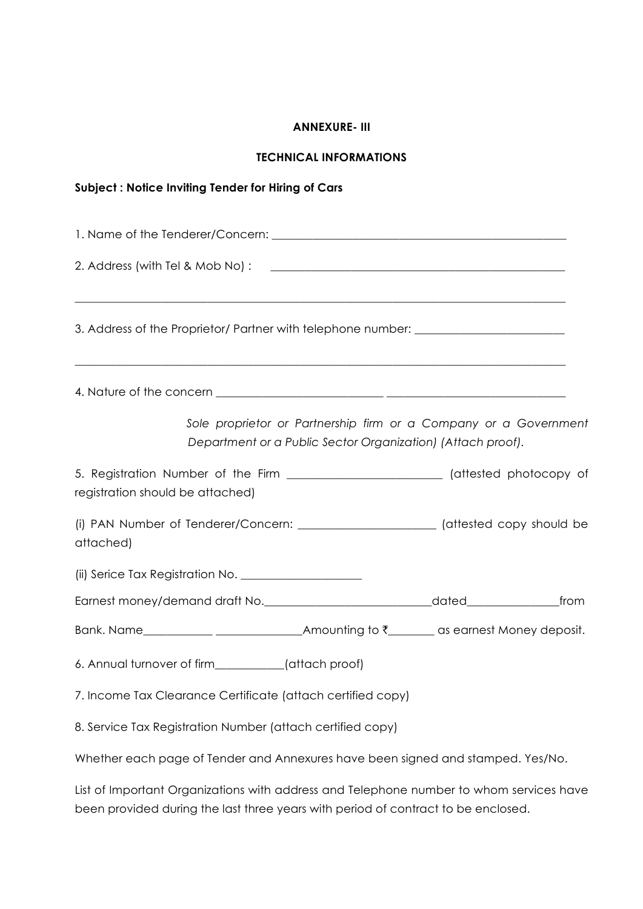**ANNEXURE- III**

**TECHNICAL INFORMATIONS**

**Subject : Notice Inviting Tender for Hiring of Cars**

1. Name of the Tenderer/Concern: ____________________________________________________

2. Address (with Tel & Mob No) : ____________________________________________________

_____________________________________________________________________________________

3. Address of the Proprietor/ Partner with telephone number: __________________________

_____________________________________________________________________________________

4. Nature of the concern ______________________________ ________________________________

*Sole proprietor or Partnership firm or a Company or a Government Department or a Public Sector Organization) (Attach proof).*

5. Registration Number of the Firm ____________________________ (attested photocopy of registration should be attached)

(i) PAN Number of Tenderer/Concern: ________________________ (attested copy should be attached)

(ii) Serice Tax Registration No. _____________________

Earnest money/demand draft No.______________________________dated________________from

Bank. Name____________ _______________Amounting to ₹________ as earnest Money deposit.

6. Annual turnover of firm____________(attach proof)

7. Income Tax Clearance Certificate (attach certified copy)

8. Service Tax Registration Number (attach certified copy)

Whether each page of Tender and Annexures have been signed and stamped. Yes/No.

List of Important Organizations with address and Telephone number to whom services have been provided during the last three years with period of contract to be enclosed.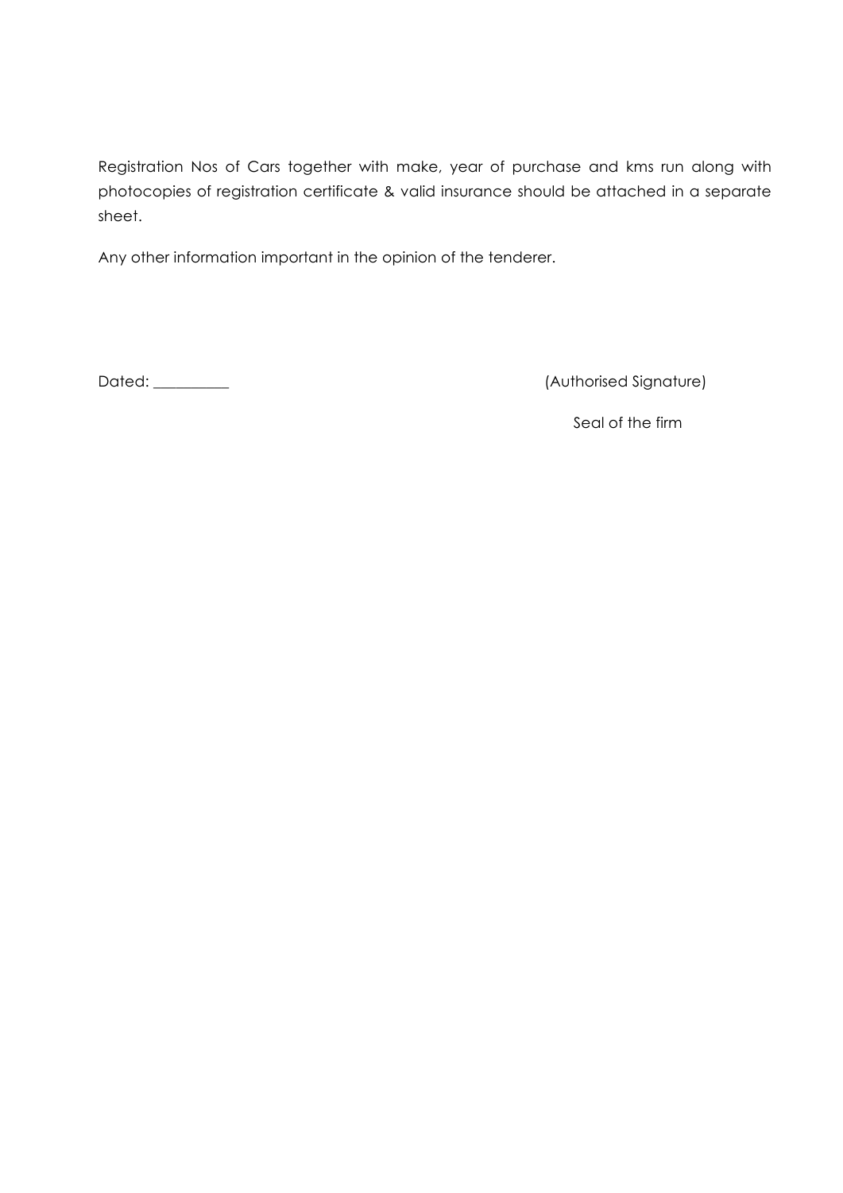Registration Nos of Cars together with make, year of purchase and kms run along with photocopies of registration certificate & valid insurance should be attached in a separate sheet.

Any other information important in the opinion of the tenderer.

Dated: __________ (Authorised Signature)

Seal of the firm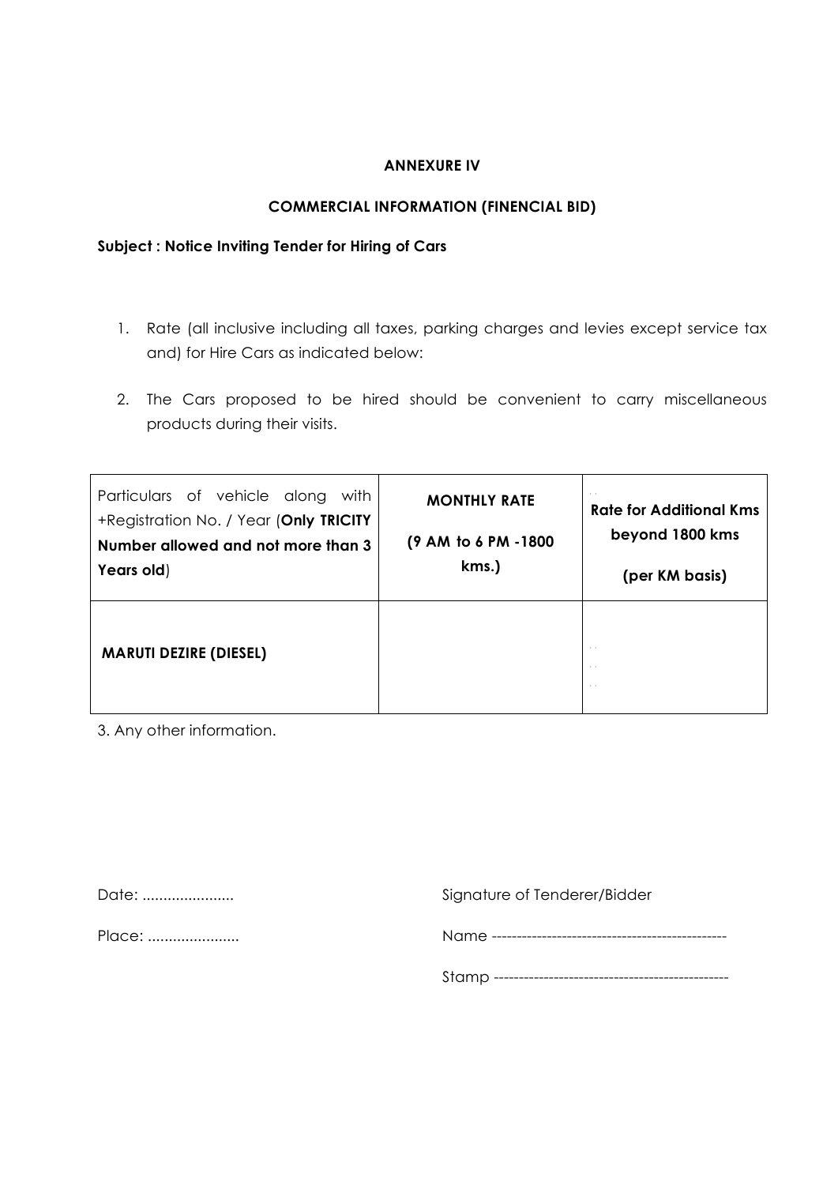**ANNEXURE IV**

**COMMERCIAL INFORMATION (FINENCIAL BID)**

**Subject : Notice Inviting Tender for Hiring of Cars**

1. Rate (all inclusive including all taxes, parking charges and levies except service tax and) for Hire Cars as indicated below:
2. The Cars proposed to be hired should be convenient to carry miscellaneous products during their visits.

| Particulars of vehicle along with +Registration No. / Year (**Only TRICITY Number allowed and not more than 3 Years old**) | **MONTHLY RATE (9 AM to 6 PM -1800 kms.)** | **Rate for Additional Kms beyond 1800 kms (per KM basis)** |
|---|---|---|
| **MARUTI DEZIRE (DIESEL)** | | |

3. Any other information.

Date: ......................

Place: ......................

Signature of Tenderer/Bidder

Name -----------------------------------------------

Stamp -----------------------------------------------